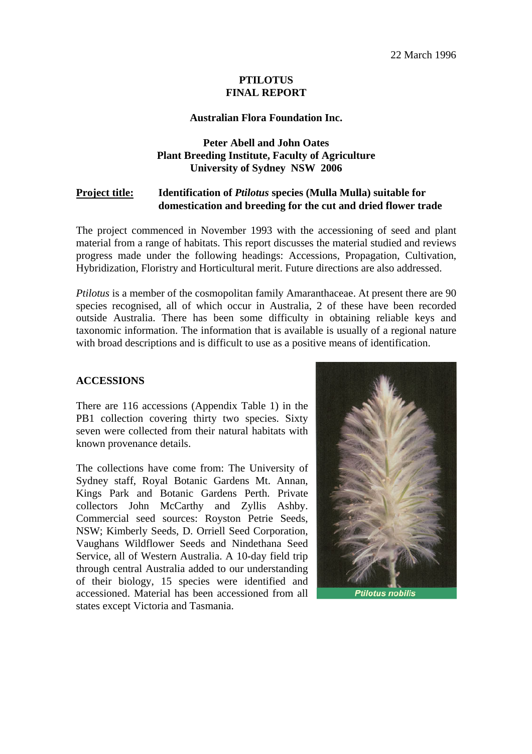22 March 1996

# PTILOTUS
# FINAL REPORT

**Australian Flora Foundation Inc.**

**Peter Abell and John Oates**
**Plant Breeding Institute, Faculty of Agriculture**
**University of Sydney NSW 2006**

**Project title:** **Identification of *Ptilotus* species (Mulla Mulla) suitable for domestication and breeding for the cut and dried flower trade**

The project commenced in November 1993 with the accessioning of seed and plant material from a range of habitats. This report discusses the material studied and reviews progress made under the following headings: Accessions, Propagation, Cultivation, Hybridization, Floristry and Horticultural merit. Future directions are also addressed.

*Ptilotus* is a member of the cosmopolitan family Amaranthaceae. At present there are 90 species recognised, all of which occur in Australia, 2 of these have been recorded outside Australia. There has been some difficulty in obtaining reliable keys and taxonomic information. The information that is available is usually of a regional nature with broad descriptions and is difficult to use as a positive means of identification.

## ACCESSIONS

There are 116 accessions (Appendix Table 1) in the PB1 collection covering thirty two species. Sixty seven were collected from their natural habitats with known provenance details.

The collections have come from: The University of Sydney staff, Royal Botanic Gardens Mt. Annan, Kings Park and Botanic Gardens Perth. Private collectors John McCarthy and Zyllis Ashby. Commercial seed sources: Royston Petrie Seeds, NSW; Kimberly Seeds, D. Orriell Seed Corporation, Vaughans Wildflower Seeds and Nindethana Seed Service, all of Western Australia. A 10-day field trip through central Australia added to our understanding of their biology, 15 species were identified and accessioned. Material has been accessioned from all states except Victoria and Tasmania.

*Ptilotus nobilis*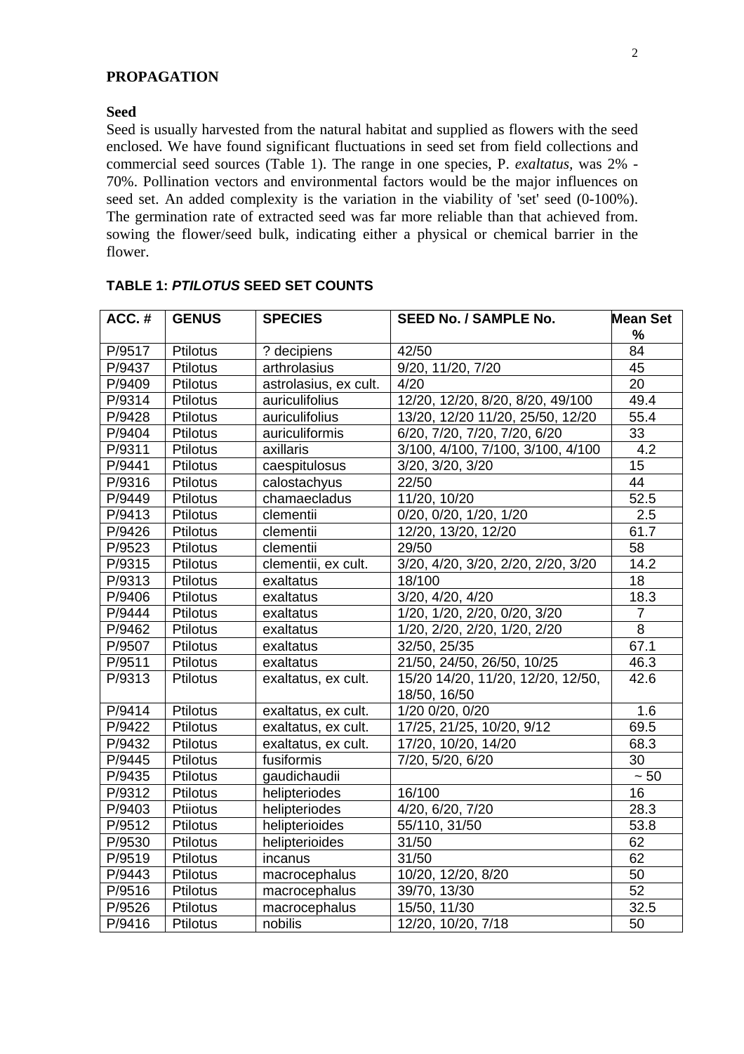## PROPAGATION

### Seed

Seed is usually harvested from the natural habitat and supplied as flowers with the seed enclosed. We have found significant fluctuations in seed set from field collections and commercial seed sources (Table 1). The range in one species, P. *exaltatus*, was 2% - 70%. Pollination vectors and environmental factors would be the major influences on seed set. An added complexity is the variation in the viability of 'set' seed (0-100%). The germination rate of extracted seed was far more reliable than that achieved from. sowing the flower/seed bulk, indicating either a physical or chemical barrier in the flower.

**TABLE 1: *PTILOTUS* SEED SET COUNTS**

| ACC. # | GENUS | SPECIES | SEED No. / SAMPLE No. | Mean Set % |
|---|---|---|---|---|
| P/9517 | Ptilotus | ? decipiens | 42/50 | 84 |
| P/9437 | Ptilotus | arthrolasius | 9/20, 11/20, 7/20 | 45 |
| P/9409 | Ptilotus | astrolasius, ex cult. | 4/20 | 20 |
| P/9314 | Ptilotus | auriculifolius | 12/20, 12/20, 8/20, 8/20, 49/100 | 49.4 |
| P/9428 | Ptilotus | auriculifolius | 13/20, 12/20 11/20, 25/50, 12/20 | 55.4 |
| P/9404 | Ptilotus | auriculiformis | 6/20, 7/20, 7/20, 7/20, 6/20 | 33 |
| P/9311 | Ptilotus | axillaris | 3/100, 4/100, 7/100, 3/100, 4/100 | 4.2 |
| P/9441 | Ptilotus | caespitulosus | 3/20, 3/20, 3/20 | 15 |
| P/9316 | Ptilotus | calostachyus | 22/50 | 44 |
| P/9449 | Ptilotus | chamaecladus | 11/20, 10/20 | 52.5 |
| P/9413 | Ptilotus | clementii | 0/20, 0/20, 1/20, 1/20 | 2.5 |
| P/9426 | Ptilotus | clementii | 12/20, 13/20, 12/20 | 61.7 |
| P/9523 | Ptilotus | clementii | 29/50 | 58 |
| P/9315 | Ptilotus | clementii, ex cult. | 3/20, 4/20, 3/20, 2/20, 2/20, 3/20 | 14.2 |
| P/9313 | Ptilotus | exaltatus | 18/100 | 18 |
| P/9406 | Ptilotus | exaltatus | 3/20, 4/20, 4/20 | 18.3 |
| P/9444 | Ptilotus | exaltatus | 1/20, 1/20, 2/20, 0/20, 3/20 | 7 |
| P/9462 | Ptilotus | exaltatus | 1/20, 2/20, 2/20, 1/20, 2/20 | 8 |
| P/9507 | Ptilotus | exaltatus | 32/50, 25/35 | 67.1 |
| P/9511 | Ptilotus | exaltatus | 21/50, 24/50, 26/50, 10/25 | 46.3 |
| P/9313 | Ptilotus | exaltatus, ex cult. | 15/20 14/20, 11/20, 12/20, 12/50, 18/50, 16/50 | 42.6 |
| P/9414 | Ptilotus | exaltatus, ex cult. | 1/20 0/20, 0/20 | 1.6 |
| P/9422 | Ptilotus | exaltatus, ex cult. | 17/25, 21/25, 10/20, 9/12 | 69.5 |
| P/9432 | Ptilotus | exaltatus, ex cult. | 17/20, 10/20, 14/20 | 68.3 |
| P/9445 | Ptilotus | fusiformis | 7/20, 5/20, 6/20 | 30 |
| P/9435 | Ptilotus | gaudichaudii | | ~ 50 |
| P/9312 | Ptilotus | helipteriodes | 16/100 | 16 |
| P/9403 | Ptiiotus | helipteriodes | 4/20, 6/20, 7/20 | 28.3 |
| P/9512 | Ptilotus | helipterioides | 55/110, 31/50 | 53.8 |
| P/9530 | Ptilotus | helipterioides | 31/50 | 62 |
| P/9519 | Ptilotus | incanus | 31/50 | 62 |
| P/9443 | Ptilotus | macrocephalus | 10/20, 12/20, 8/20 | 50 |
| P/9516 | Ptilotus | macrocephalus | 39/70, 13/30 | 52 |
| P/9526 | Ptilotus | macrocephalus | 15/50, 11/30 | 32.5 |
| P/9416 | Ptilotus | nobilis | 12/20, 10/20, 7/18 | 50 |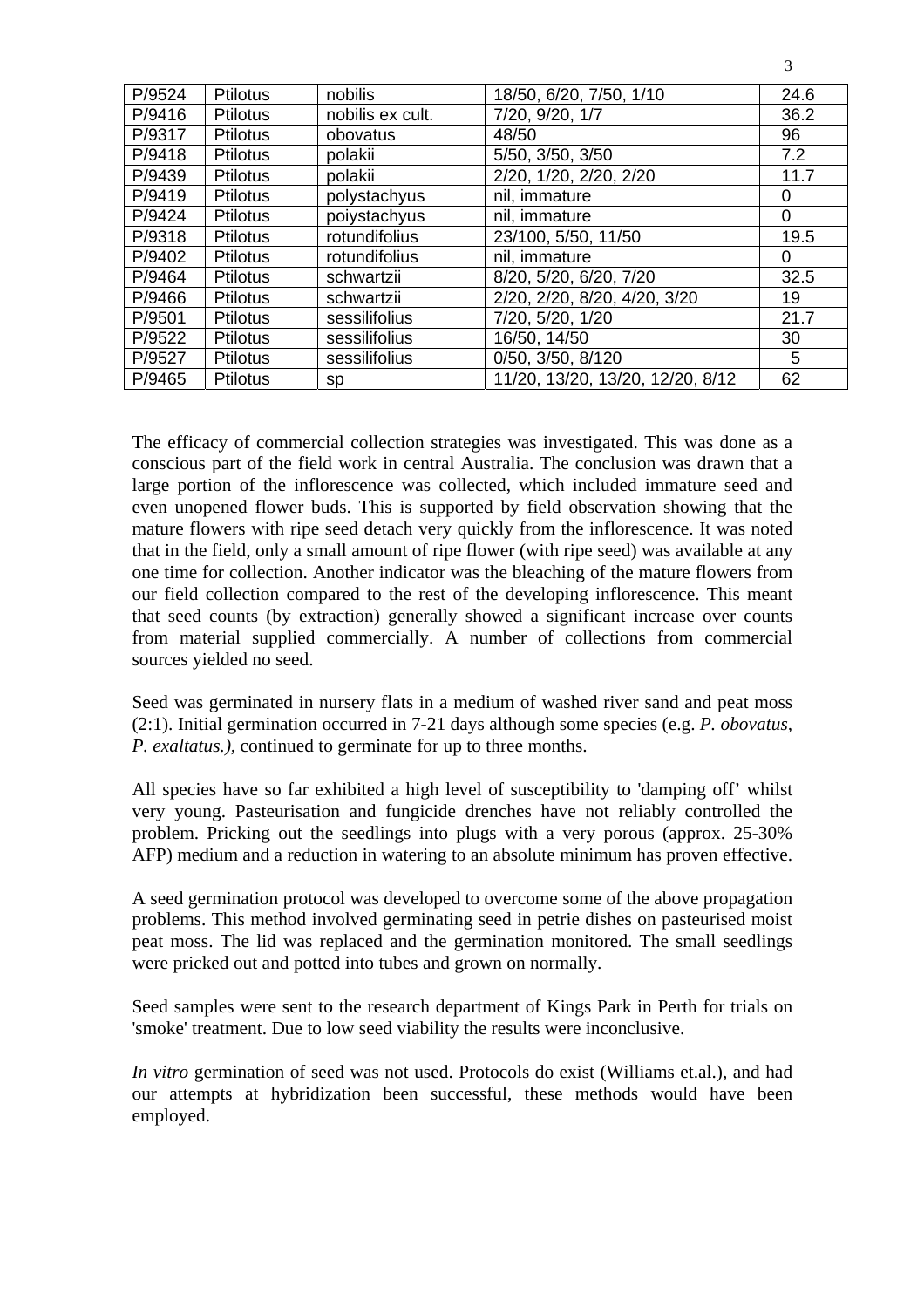| P/9524 | Ptilotus | nobilis | 18/50, 6/20, 7/50, 1/10 | 24.6 |
|---|---|---|---|---|
| P/9416 | Ptilotus | nobilis ex cult. | 7/20, 9/20, 1/7 | 36.2 |
| P/9317 | Ptilotus | obovatus | 48/50 | 96 |
| P/9418 | Ptilotus | polakii | 5/50, 3/50, 3/50 | 7.2 |
| P/9439 | Ptilotus | polakii | 2/20, 1/20, 2/20, 2/20 | 11.7 |
| P/9419 | Ptilotus | polystachyus | nil, immature | 0 |
| P/9424 | Ptilotus | poiystachyus | nil, immature | 0 |
| P/9318 | Ptilotus | rotundifolius | 23/100, 5/50, 11/50 | 19.5 |
| P/9402 | Ptilotus | rotundifolius | nil, immature | 0 |
| P/9464 | Ptilotus | schwartzii | 8/20, 5/20, 6/20, 7/20 | 32.5 |
| P/9466 | Ptilotus | schwartzii | 2/20, 2/20, 8/20, 4/20, 3/20 | 19 |
| P/9501 | Ptilotus | sessilifolius | 7/20, 5/20, 1/20 | 21.7 |
| P/9522 | Ptilotus | sessilifolius | 16/50, 14/50 | 30 |
| P/9527 | Ptilotus | sessilifolius | 0/50, 3/50, 8/120 | 5 |
| P/9465 | Ptilotus | sp | 11/20, 13/20, 13/20, 12/20, 8/12 | 62 |

The efficacy of commercial collection strategies was investigated. This was done as a conscious part of the field work in central Australia. The conclusion was drawn that a large portion of the inflorescence was collected, which included immature seed and even unopened flower buds. This is supported by field observation showing that the mature flowers with ripe seed detach very quickly from the inflorescence. It was noted that in the field, only a small amount of ripe flower (with ripe seed) was available at any one time for collection. Another indicator was the bleaching of the mature flowers from our field collection compared to the rest of the developing inflorescence. This meant that seed counts (by extraction) generally showed a significant increase over counts from material supplied commercially. A number of collections from commercial sources yielded no seed.

Seed was germinated in nursery flats in a medium of washed river sand and peat moss (2:1). Initial germination occurred in 7-21 days although some species (e.g. *P. obovatus, P. exaltatus.),* continued to germinate for up to three months.

All species have so far exhibited a high level of susceptibility to 'damping off' whilst very young. Pasteurisation and fungicide drenches have not reliably controlled the problem. Pricking out the seedlings into plugs with a very porous (approx. 25-30% AFP) medium and a reduction in watering to an absolute minimum has proven effective.

A seed germination protocol was developed to overcome some of the above propagation problems. This method involved germinating seed in petrie dishes on pasteurised moist peat moss. The lid was replaced and the germination monitored. The small seedlings were pricked out and potted into tubes and grown on normally.

Seed samples were sent to the research department of Kings Park in Perth for trials on 'smoke' treatment. Due to low seed viability the results were inconclusive.

*In vitro* germination of seed was not used. Protocols do exist (Williams et.al.), and had our attempts at hybridization been successful, these methods would have been employed.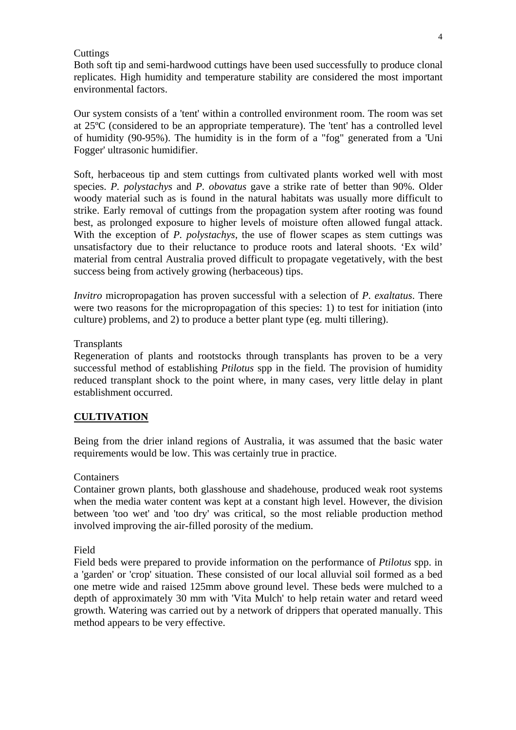Cuttings

Both soft tip and semi-hardwood cuttings have been used successfully to produce clonal replicates. High humidity and temperature stability are considered the most important environmental factors.

Our system consists of a 'tent' within a controlled environment room. The room was set at 25ºC (considered to be an appropriate temperature). The 'tent' has a controlled level of humidity (90-95%). The humidity is in the form of a "fog" generated from a 'Uni Fogger' ultrasonic humidifier.

Soft, herbaceous tip and stem cuttings from cultivated plants worked well with most species. *P. polystachys* and *P. obovatus* gave a strike rate of better than 90%. Older woody material such as is found in the natural habitats was usually more difficult to strike. Early removal of cuttings from the propagation system after rooting was found best, as prolonged exposure to higher levels of moisture often allowed fungal attack. With the exception of *P. polystachys*, the use of flower scapes as stem cuttings was unsatisfactory due to their reluctance to produce roots and lateral shoots. 'Ex wild' material from central Australia proved difficult to propagate vegetatively, with the best success being from actively growing (herbaceous) tips.

*Invitro* micropropagation has proven successful with a selection of *P. exaltatus*. There were two reasons for the micropropagation of this species: 1) to test for initiation (into culture) problems, and 2) to produce a better plant type (eg. multi tillering).

Transplants

Regeneration of plants and rootstocks through transplants has proven to be a very successful method of establishing *Ptilotus* spp in the field. The provision of humidity reduced transplant shock to the point where, in many cases, very little delay in plant establishment occurred.

## CULTIVATION

Being from the drier inland regions of Australia, it was assumed that the basic water requirements would be low. This was certainly true in practice.

Containers

Container grown plants, both glasshouse and shadehouse, produced weak root systems when the media water content was kept at a constant high level. However, the division between 'too wet' and 'too dry' was critical, so the most reliable production method involved improving the air-filled porosity of the medium.

Field

Field beds were prepared to provide information on the performance of *Ptilotus* spp. in a 'garden' or 'crop' situation. These consisted of our local alluvial soil formed as a bed one metre wide and raised 125mm above ground level. These beds were mulched to a depth of approximately 30 mm with 'Vita Mulch' to help retain water and retard weed growth. Watering was carried out by a network of drippers that operated manually. This method appears to be very effective.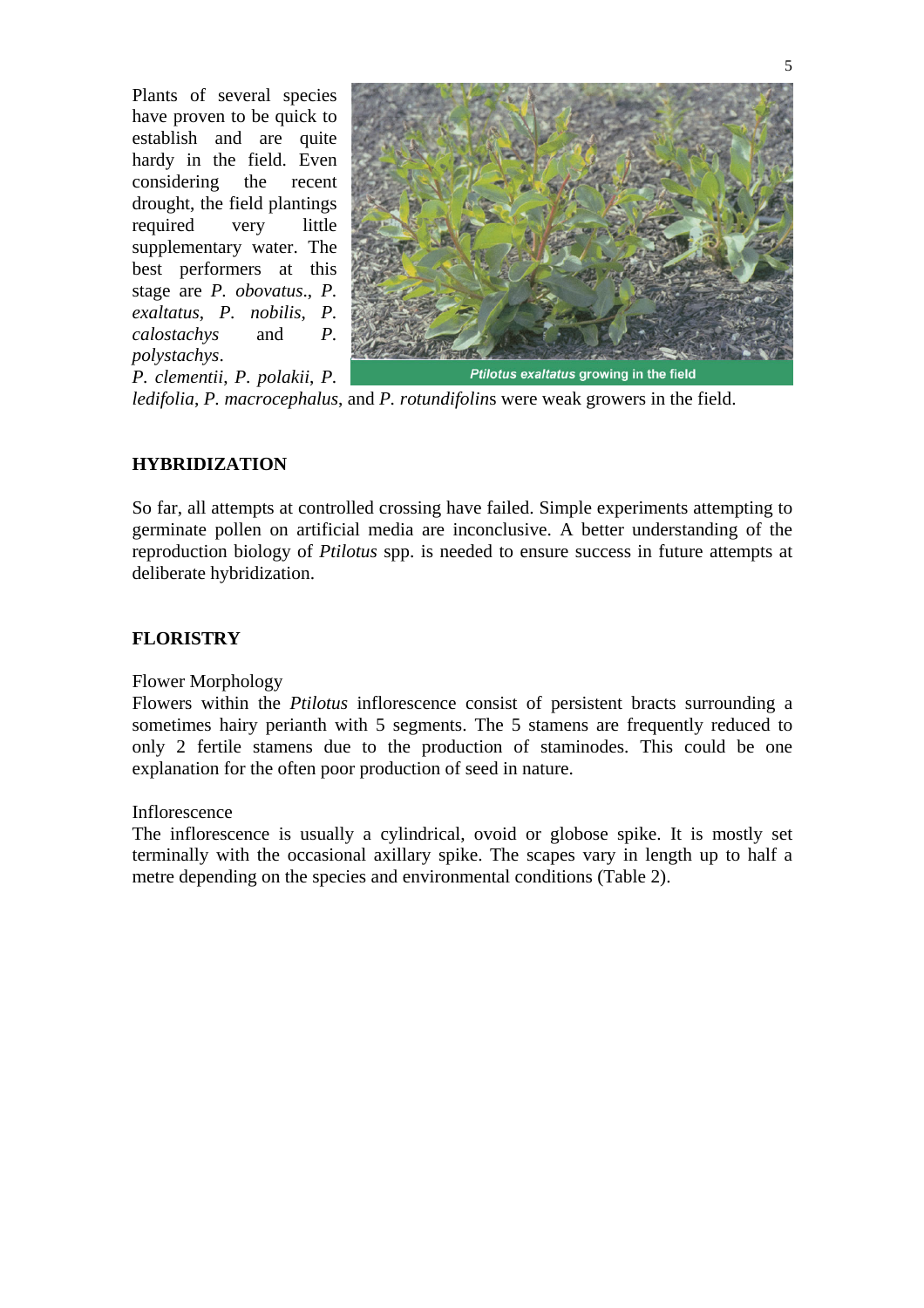Plants of several species have proven to be quick to establish and are quite hardy in the field. Even considering the recent drought, the field plantings required very little supplementary water. The best performers at this stage are *P. obovatus*., *P. exaltatus*, *P. nobilis*, *P. calostachys* and *P. polystachys*. *P. clementii*, *P. polakii*, *P. ledifolia*, *P. macrocephalus*, and *P. rotundifolin*s were weak growers in the field.

***Ptilotus exaltatus*** **growing in the field**

**HYBRIDIZATION**

So far, all attempts at controlled crossing have failed. Simple experiments attempting to germinate pollen on artificial media are inconclusive. A better understanding of the reproduction biology of *Ptilotus* spp. is needed to ensure success in future attempts at deliberate hybridization.

**FLORISTRY**

Flower Morphology

Flowers within the *Ptilotus* inflorescence consist of persistent bracts surrounding a sometimes hairy perianth with 5 segments. The 5 stamens are frequently reduced to only 2 fertile stamens due to the production of staminodes. This could be one explanation for the often poor production of seed in nature.

Inflorescence

The inflorescence is usually a cylindrical, ovoid or globose spike. It is mostly set terminally with the occasional axillary spike. The scapes vary in length up to half a metre depending on the species and environmental conditions (Table 2).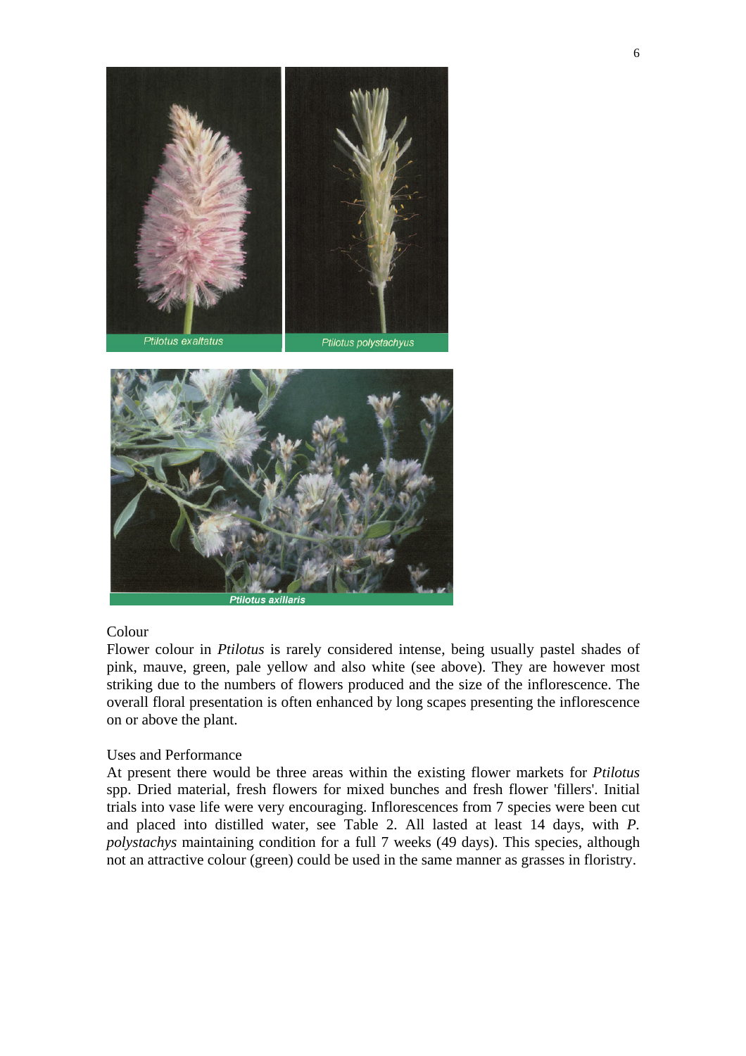Ptilotus exaltatus

Ptilotus polystachyus

Ptilotus axillaris

### Colour

Flower colour in *Ptilotus* is rarely considered intense, being usually pastel shades of pink, mauve, green, pale yellow and also white (see above). They are however most striking due to the numbers of flowers produced and the size of the inflorescence. The overall floral presentation is often enhanced by long scapes presenting the inflorescence on or above the plant.

### Uses and Performance

At present there would be three areas within the existing flower markets for *Ptilotus* spp. Dried material, fresh flowers for mixed bunches and fresh flower 'fillers'. Initial trials into vase life were very encouraging. Inflorescences from 7 species were been cut and placed into distilled water, see Table 2. All lasted at least 14 days, with *P. polystachys* maintaining condition for a full 7 weeks (49 days). This species, although not an attractive colour (green) could be used in the same manner as grasses in floristry.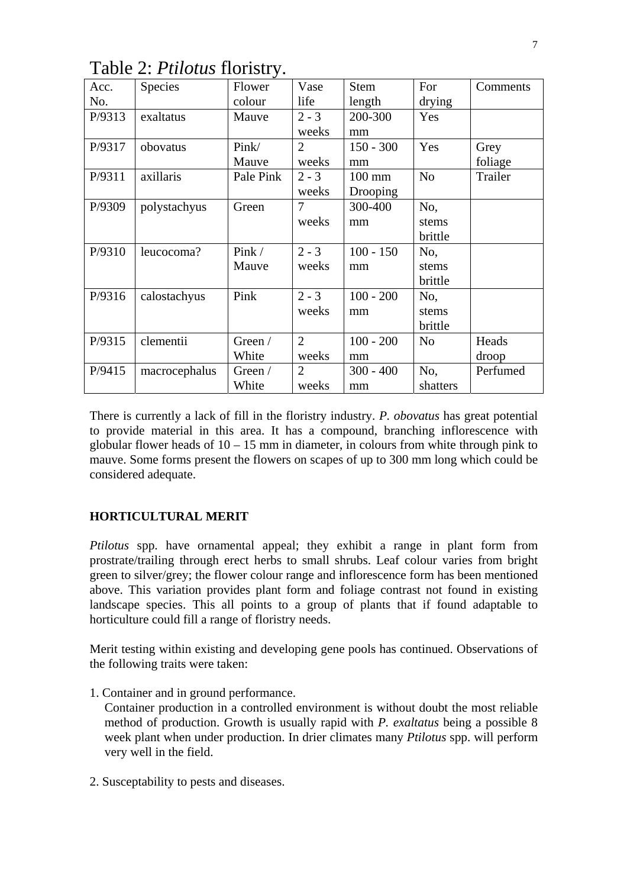Table 2: *Ptilotus* floristry.

| Acc. No. | Species | Flower colour | Vase life | Stem length | For drying | Comments |
|---|---|---|---|---|---|---|
| P/9313 | exaltatus | Mauve | 2 - 3 weeks | 200-300 mm | Yes | |
| P/9317 | obovatus | Pink/ Mauve | 2 weeks | 150 - 300 mm | Yes | Grey foliage |
| P/9311 | axillaris | Pale Pink | 2 - 3 weeks | 100 mm Drooping | No | Trailer |
| P/9309 | polystachyus | Green | 7 weeks | 300-400 mm | No, stems brittle | |
| P/9310 | leucocoma? | Pink / Mauve | 2 - 3 weeks | 100 - 150 mm | No, stems brittle | |
| P/9316 | calostachyus | Pink | 2 - 3 weeks | 100 - 200 mm | No, stems brittle | |
| P/9315 | clementii | Green / White | 2 weeks | 100 - 200 mm | No | Heads droop |
| P/9415 | macrocephalus | Green / White | 2 weeks | 300 - 400 mm | No, shatters | Perfumed |

There is currently a lack of fill in the floristry industry. *P. obovatus* has great potential to provide material in this area. It has a compound, branching inflorescence with globular flower heads of 10 – 15 mm in diameter, in colours from white through pink to mauve. Some forms present the flowers on scapes of up to 300 mm long which could be considered adequate.

**HORTICULTURAL MERIT**

*Ptilotus* spp. have ornamental appeal; they exhibit a range in plant form from prostrate/trailing through erect herbs to small shrubs. Leaf colour varies from bright green to silver/grey; the flower colour range and inflorescence form has been mentioned above. This variation provides plant form and foliage contrast not found in existing landscape species. This all points to a group of plants that if found adaptable to horticulture could fill a range of floristry needs.

Merit testing within existing and developing gene pools has continued. Observations of the following traits were taken:

1. Container and in ground performance.
   Container production in a controlled environment is without doubt the most reliable method of production. Growth is usually rapid with *P. exaltatus* being a possible 8 week plant when under production. In drier climates many *Ptilotus* spp. will perform very well in the field.

2. Susceptability to pests and diseases.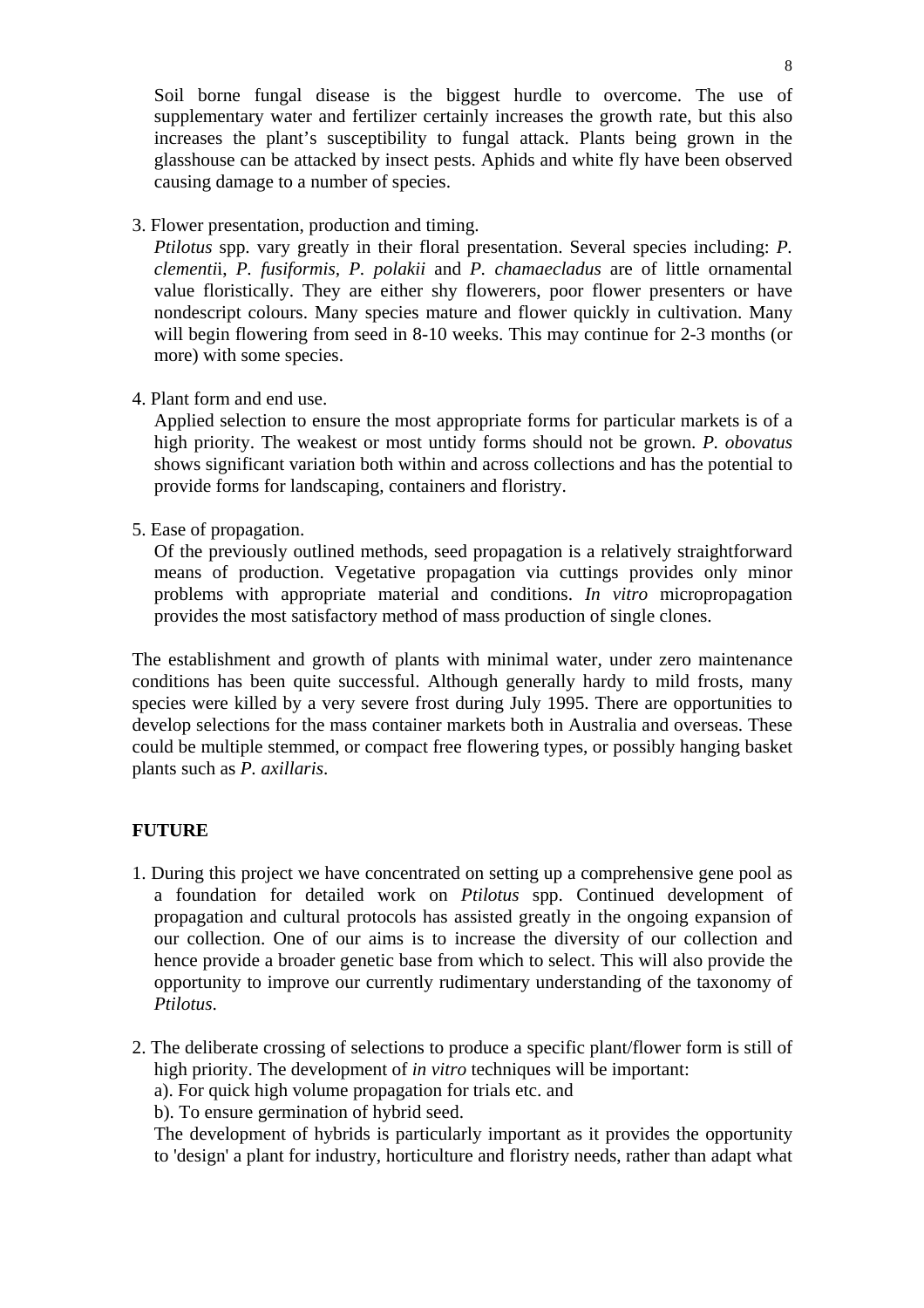Soil borne fungal disease is the biggest hurdle to overcome. The use of supplementary water and fertilizer certainly increases the growth rate, but this also increases the plant's susceptibility to fungal attack. Plants being grown in the glasshouse can be attacked by insect pests. Aphids and white fly have been observed causing damage to a number of species.

3. Flower presentation, production and timing.
   *Ptilotus* spp. vary greatly in their floral presentation. Several species including: *P. clementii*, *P. fusiformis, P. polakii* and *P. chamaecladus* are of little ornamental value floristically. They are either shy flowerers, poor flower presenters or have nondescript colours. Many species mature and flower quickly in cultivation. Many will begin flowering from seed in 8-10 weeks. This may continue for 2-3 months (or more) with some species.

4. Plant form and end use.
   Applied selection to ensure the most appropriate forms for particular markets is of a high priority. The weakest or most untidy forms should not be grown. *P. obovatus* shows significant variation both within and across collections and has the potential to provide forms for landscaping, containers and floristry.

5. Ease of propagation.
   Of the previously outlined methods, seed propagation is a relatively straightforward means of production. Vegetative propagation via cuttings provides only minor problems with appropriate material and conditions. *In vitro* micropropagation provides the most satisfactory method of mass production of single clones.

The establishment and growth of plants with minimal water, under zero maintenance conditions has been quite successful. Although generally hardy to mild frosts, many species were killed by a very severe frost during July 1995. There are opportunities to develop selections for the mass container markets both in Australia and overseas. These could be multiple stemmed, or compact free flowering types, or possibly hanging basket plants such as *P. axillaris*.

## FUTURE

1. During this project we have concentrated on setting up a comprehensive gene pool as a foundation for detailed work on *Ptilotus* spp. Continued development of propagation and cultural protocols has assisted greatly in the ongoing expansion of our collection. One of our aims is to increase the diversity of our collection and hence provide a broader genetic base from which to select. This will also provide the opportunity to improve our currently rudimentary understanding of the taxonomy of *Ptilotus*.

2. The deliberate crossing of selections to produce a specific plant/flower form is still of high priority. The development of *in vitro* techniques will be important:
   a). For quick high volume propagation for trials etc. and
   b). To ensure germination of hybrid seed.
   The development of hybrids is particularly important as it provides the opportunity to 'design' a plant for industry, horticulture and floristry needs, rather than adapt what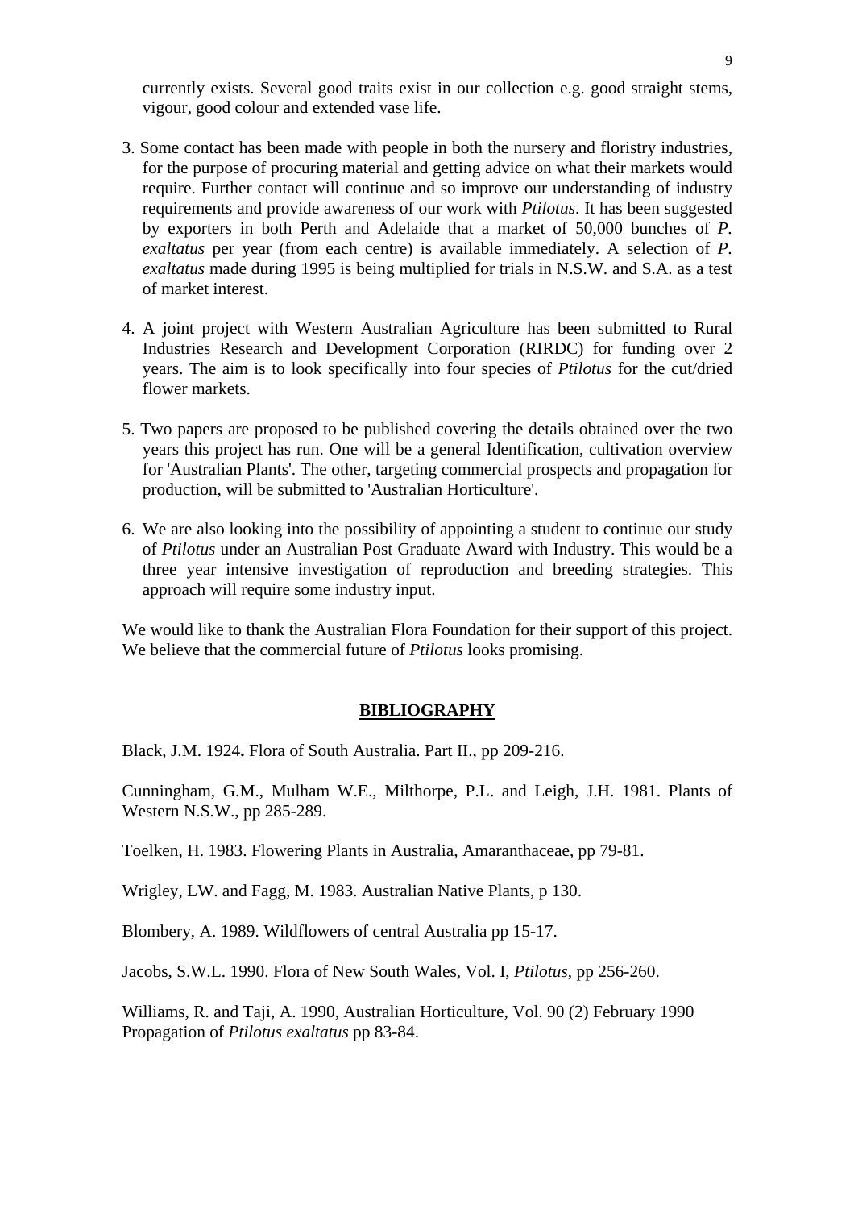currently exists. Several good traits exist in our collection e.g. good straight stems, vigour, good colour and extended vase life.

3. Some contact has been made with people in both the nursery and floristry industries, for the purpose of procuring material and getting advice on what their markets would require. Further contact will continue and so improve our understanding of industry requirements and provide awareness of our work with *Ptilotus*. It has been suggested by exporters in both Perth and Adelaide that a market of 50,000 bunches of *P. exaltatus* per year (from each centre) is available immediately. A selection of *P. exaltatus* made during 1995 is being multiplied for trials in N.S.W. and S.A. as a test of market interest.

4. A joint project with Western Australian Agriculture has been submitted to Rural Industries Research and Development Corporation (RIRDC) for funding over 2 years. The aim is to look specifically into four species of *Ptilotus* for the cut/dried flower markets.

5. Two papers are proposed to be published covering the details obtained over the two years this project has run. One will be a general Identification, cultivation overview for 'Australian Plants'. The other, targeting commercial prospects and propagation for production, will be submitted to 'Australian Horticulture'.

6. We are also looking into the possibility of appointing a student to continue our study of *Ptilotus* under an Australian Post Graduate Award with Industry. This would be a three year intensive investigation of reproduction and breeding strategies. This approach will require some industry input.

We would like to thank the Australian Flora Foundation for their support of this project. We believe that the commercial future of *Ptilotus* looks promising.

## BIBLIOGRAPHY

Black, J.M. 1924**.** Flora of South Australia. Part II., pp 209-216.

Cunningham, G.M., Mulham W.E., Milthorpe, P.L. and Leigh, J.H. 1981. Plants of Western N.S.W., pp 285-289.

Toelken, H. 1983. Flowering Plants in Australia, Amaranthaceae, pp 79-81.

Wrigley, LW. and Fagg, M. 1983. Australian Native Plants, p 130.

Blombery, A. 1989. Wildflowers of central Australia pp 15-17.

Jacobs, S.W.L. 1990. Flora of New South Wales, Vol. I, *Ptilotus*, pp 256-260.

Williams, R. and Taji, A. 1990, Australian Horticulture, Vol. 90 (2) February 1990 Propagation of *Ptilotus exaltatus* pp 83-84.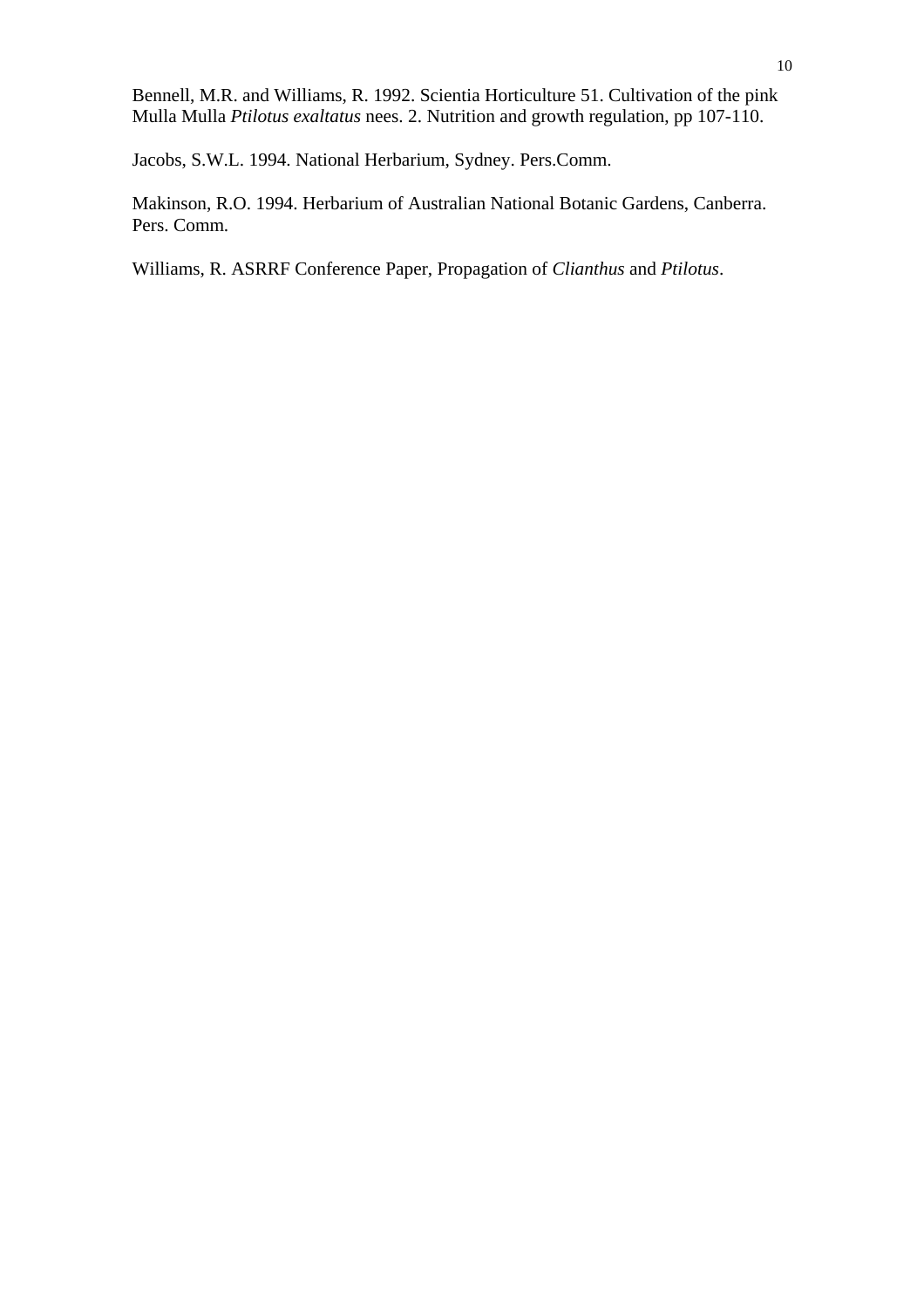Bennell, M.R. and Williams, R. 1992. Scientia Horticulture 51. Cultivation of the pink Mulla Mulla *Ptilotus exaltatus* nees. 2. Nutrition and growth regulation, pp 107-110.

Jacobs, S.W.L. 1994. National Herbarium, Sydney. Pers.Comm.

Makinson, R.O. 1994. Herbarium of Australian National Botanic Gardens, Canberra. Pers. Comm.

Williams, R. ASRRF Conference Paper, Propagation of *Clianthus* and *Ptilotus*.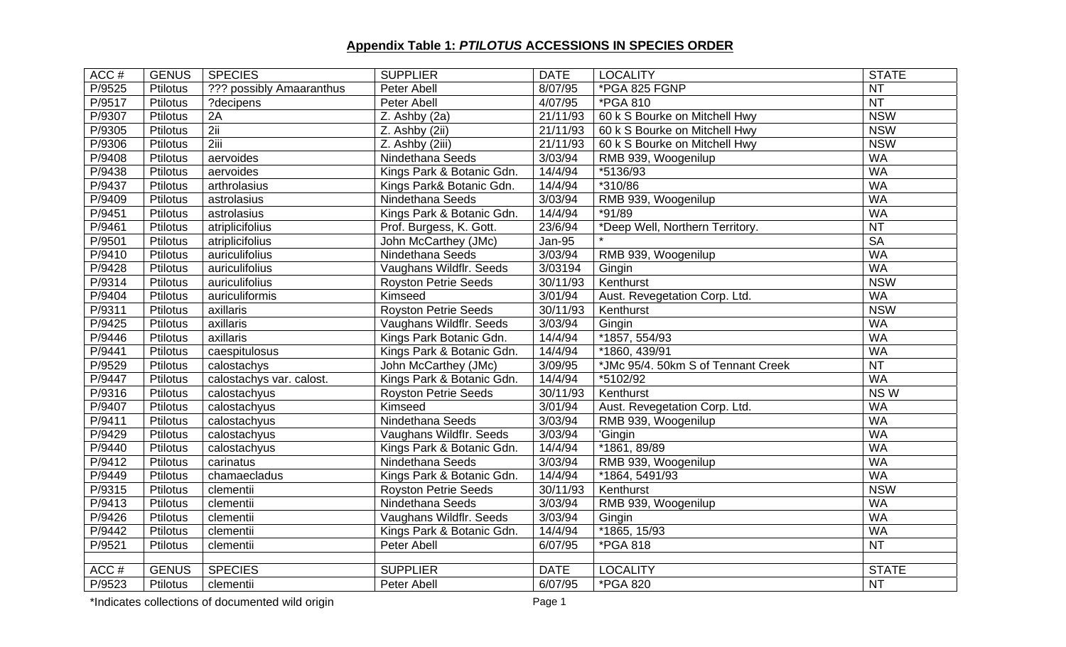## Appendix Table 1: *PTILOTUS* ACCESSIONS IN SPECIES ORDER

| ACC # | GENUS | SPECIES | SUPPLIER | DATE | LOCALITY | STATE |
|---|---|---|---|---|---|---|
| P/9525 | Ptilotus | ??? possibly Amaaranthus | Peter Abell | 8/07/95 | *PGA 825 FGNP | NT |
| P/9517 | Ptilotus | ?decipens | Peter Abell | 4/07/95 | *PGA 810 | NT |
| P/9307 | Ptilotus | 2A | Z. Ashby (2a) | 21/11/93 | 60 k S Bourke on Mitchell Hwy | NSW |
| P/9305 | Ptilotus | 2ii | Z. Ashby (2ii) | 21/11/93 | 60 k S Bourke on Mitchell Hwy | NSW |
| P/9306 | Ptilotus | 2iii | Z. Ashby (2iii) | 21/11/93 | 60 k S Bourke on Mitchell Hwy | NSW |
| P/9408 | Ptilotus | aervoides | Nindethana Seeds | 3/03/94 | RMB 939, Woogenilup | WA |
| P/9438 | Ptilotus | aervoides | Kings Park & Botanic Gdn. | 14/4/94 | *5136/93 | WA |
| P/9437 | Ptilotus | arthrolasius | Kings Park& Botanic Gdn. | 14/4/94 | *310/86 | WA |
| P/9409 | Ptilotus | astrolasius | Nindethana Seeds | 3/03/94 | RMB 939, Woogenilup | WA |
| P/9451 | Ptilotus | astrolasius | Kings Park & Botanic Gdn. | 14/4/94 | *91/89 | WA |
| P/9461 | Ptilotus | atriplicifolius | Prof. Burgess, K. Gott. | 23/6/94 | *Deep Well, Northern Territory. | NT |
| P/9501 | Ptilotus | atriplicifolius | John McCarthey (JMc) | Jan-95 | * | SA |
| P/9410 | Ptilotus | auriculifolius | Nindethana Seeds | 3/03/94 | RMB 939, Woogenilup | WA |
| P/9428 | Ptilotus | auriculifolius | Vaughans Wildflr. Seeds | 3/03194 | Gingin | WA |
| P/9314 | Ptilotus | auriculifolius | Royston Petrie Seeds | 30/11/93 | Kenthurst | NSW |
| P/9404 | Ptilotus | auriculiformis | Kimseed | 3/01/94 | Aust. Revegetation Corp. Ltd. | WA |
| P/9311 | Ptilotus | axillaris | Royston Petrie Seeds | 30/11/93 | Kenthurst | NSW |
| P/9425 | Ptilotus | axillaris | Vaughans Wildflr. Seeds | 3/03/94 | Gingin | WA |
| P/9446 | Ptilotus | axillaris | Kings Park Botanic Gdn. | 14/4/94 | *1857, 554/93 | WA |
| P/9441 | Ptilotus | caespitulosus | Kings Park & Botanic Gdn. | 14/4/94 | *1860, 439/91 | WA |
| P/9529 | Ptilotus | calostachys | John McCarthey (JMc) | 3/09/95 | *JMc 95/4. 50km S of Tennant Creek | NT |
| P/9447 | Ptilotus | calostachys var. calost. | Kings Park & Botanic Gdn. | 14/4/94 | *5102/92 | WA |
| P/9316 | Ptilotus | calostachyus | Royston Petrie Seeds | 30/11/93 | Kenthurst | NS W |
| P/9407 | Ptilotus | calostachyus | Kimseed | 3/01/94 | Aust. Revegetation Corp. Ltd. | WA |
| P/9411 | Ptilotus | calostachyus | Nindethana Seeds | 3/03/94 | RMB 939, Woogenilup | WA |
| P/9429 | Ptilotus | calostachyus | Vaughans Wildflr. Seeds | 3/03/94 | 'Gingin | WA |
| P/9440 | Ptilotus | calostachyus | Kings Park & Botanic Gdn. | 14/4/94 | *1861, 89/89 | WA |
| P/9412 | Ptilotus | carinatus | Nindethana Seeds | 3/03/94 | RMB 939, Woogenilup | WA |
| P/9449 | Ptilotus | chamaecladus | Kings Park & Botanic Gdn. | 14/4/94 | *1864, 5491/93 | WA |
| P/9315 | Ptilotus | clementii | Royston Petrie Seeds | 30/11/93 | Kenthurst | NSW |
| P/9413 | Ptilotus | clementii | Nindethana Seeds | 3/03/94 | RMB 939, Woogenilup | WA |
| P/9426 | Ptilotus | clementii | Vaughans Wildflr. Seeds | 3/03/94 | Gingin | WA |
| P/9442 | Ptilotus | clementii | Kings Park & Botanic Gdn. | 14/4/94 | *1865, 15/93 | WA |
| P/9521 | Ptilotus | clementii | Peter Abell | 6/07/95 | *PGA 818 | NT |
| P/9523 | Ptilotus | clementii | Peter Abell | 6/07/95 | *PGA 820 | NT |

*Indicates collections of documented wild origin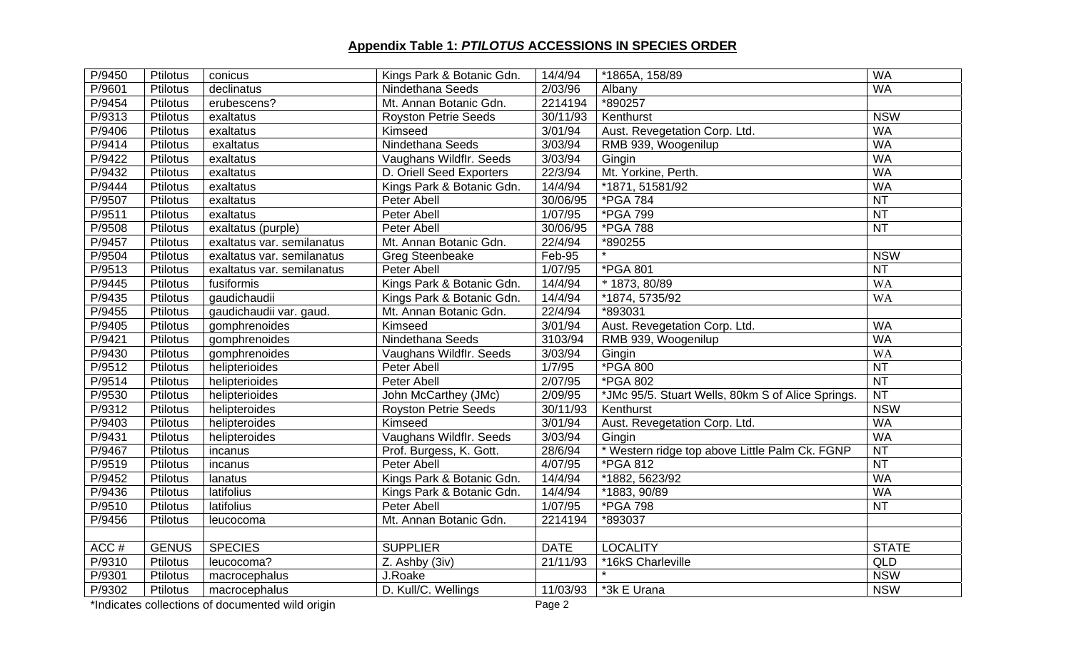## Appendix Table 1: *PTILOTUS* ACCESSIONS IN SPECIES ORDER

| | | | | | | |
|---|---|---|---|---|---|---|
| P/9450 | Ptilotus | conicus | Kings Park & Botanic Gdn. | 14/4/94 | *1865A, 158/89 | WA |
| P/9601 | Ptilotus | declinatus | Nindethana Seeds | 2/03/96 | Albany | WA |
| P/9454 | Ptilotus | erubescens? | Mt. Annan Botanic Gdn. | 2214194 | *890257 | |
| P/9313 | Ptilotus | exaltatus | Royston Petrie Seeds | 30/11/93 | Kenthurst | NSW |
| P/9406 | Ptilotus | exaltatus | Kimseed | 3/01/94 | Aust. Revegetation Corp. Ltd. | WA |
| P/9414 | Ptilotus | exaltatus | Nindethana Seeds | 3/03/94 | RMB 939, Woogenilup | WA |
| P/9422 | Ptilotus | exaltatus | Vaughans Wildflr. Seeds | 3/03/94 | Gingin | WA |
| P/9432 | Ptilotus | exaltatus | D. Oriell Seed Exporters | 22/3/94 | Mt. Yorkine, Perth. | WA |
| P/9444 | Ptilotus | exaltatus | Kings Park & Botanic Gdn. | 14/4/94 | *1871, 51581/92 | WA |
| P/9507 | Ptilotus | exaltatus | Peter Abell | 30/06/95 | *PGA 784 | NT |
| P/9511 | Ptilotus | exaltatus | Peter Abell | 1/07/95 | *PGA 799 | NT |
| P/9508 | Ptilotus | exaltatus (purple) | Peter Abell | 30/06/95 | *PGA 788 | NT |
| P/9457 | Ptilotus | exaltatus var. semilanatus | Mt. Annan Botanic Gdn. | 22/4/94 | *890255 | |
| P/9504 | Ptilotus | exaltatus var. semilanatus | Greg Steenbeake | Feb-95 | * | NSW |
| P/9513 | Ptilotus | exaltatus var. semilanatus | Peter Abell | 1/07/95 | *PGA 801 | NT |
| P/9445 | Ptilotus | fusiformis | Kings Park & Botanic Gdn. | 14/4/94 | * 1873, 80/89 | WA |
| P/9435 | Ptilotus | gaudichaudii | Kings Park & Botanic Gdn. | 14/4/94 | *1874, 5735/92 | WA |
| P/9455 | Ptilotus | gaudichaudii var. gaud. | Mt. Annan Botanic Gdn. | 22/4/94 | *893031 | |
| P/9405 | Ptilotus | gomphrenoides | Kimseed | 3/01/94 | Aust. Revegetation Corp. Ltd. | WA |
| P/9421 | Ptilotus | gomphrenoides | Nindethana Seeds | 3103/94 | RMB 939, Woogenilup | WA |
| P/9430 | Ptilotus | gomphrenoides | Vaughans Wildflr. Seeds | 3/03/94 | Gingin | WA |
| P/9512 | Ptilotus | helipterioides | Peter Abell | 1/7/95 | *PGA 800 | NT |
| P/9514 | Ptilotus | helipterioides | Peter Abell | 2/07/95 | *PGA 802 | NT |
| P/9530 | Ptilotus | helipterioides | John McCarthey (JMc) | 2/09/95 | *JMc 95/5. Stuart Wells, 80km S of Alice Springs. | NT |
| P/9312 | Ptilotus | helipteroides | Royston Petrie Seeds | 30/11/93 | Kenthurst | NSW |
| P/9403 | Ptilotus | helipteroides | Kimseed | 3/01/94 | Aust. Revegetation Corp. Ltd. | WA |
| P/9431 | Ptilotus | helipteroides | Vaughans Wildflr. Seeds | 3/03/94 | Gingin | WA |
| P/9467 | Ptilotus | incanus | Prof. Burgess, K. Gott. | 28/6/94 | * Western ridge top above Little Palm Ck. FGNP | NT |
| P/9519 | Ptilotus | incanus | Peter Abell | 4/07/95 | *PGA 812 | NT |
| P/9452 | Ptilotus | lanatus | Kings Park & Botanic Gdn. | 14/4/94 | *1882, 5623/92 | WA |
| P/9436 | Ptilotus | latifolius | Kings Park & Botanic Gdn. | 14/4/94 | *1883, 90/89 | WA |
| P/9510 | Ptilotus | latifolius | Peter Abell | 1/07/95 | *PGA 798 | NT |
| P/9456 | Ptilotus | leucocoma | Mt. Annan Botanic Gdn. | 2214194 | *893037 | |
| | | | | | | |
| ACC # | GENUS | SPECIES | SUPPLIER | DATE | LOCALITY | STATE |
| P/9310 | Ptilotus | leucocoma? | Z. Ashby (3iv) | 21/11/93 | *16kS Charleville | QLD |
| P/9301 | Ptilotus | macrocephalus | J.Roake | | * | NSW |
| P/9302 | Ptilotus | macrocephalus | D. Kull/C. Wellings | 11/03/93 | *3k E Urana | NSW |

*Indicates collections of documented wild origin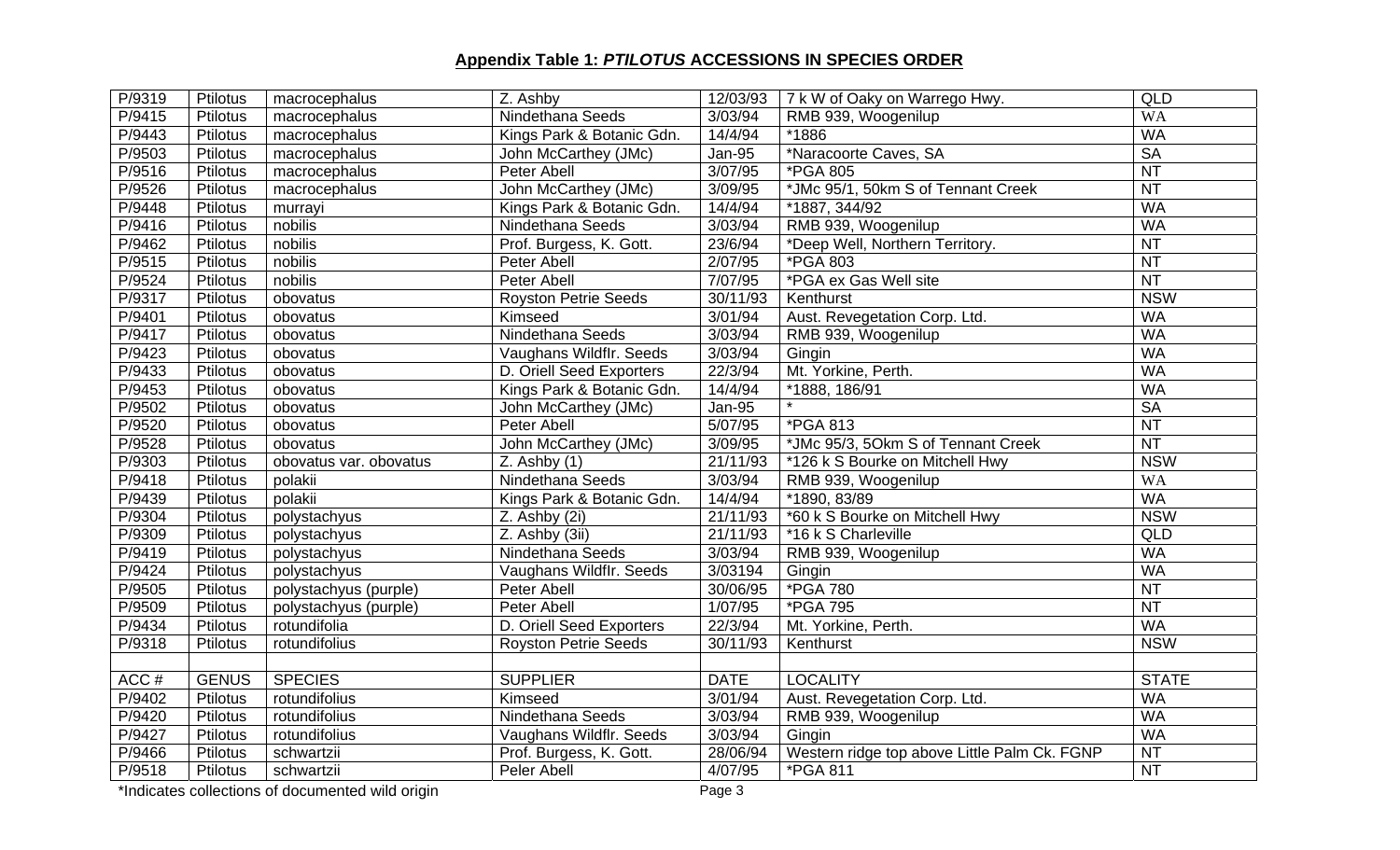## Appendix Table 1: *PTILOTUS* ACCESSIONS IN SPECIES ORDER

| | | | | | | |
|---|---|---|---|---|---|---|
| P/9319 | Ptilotus | macrocephalus | Z. Ashby | 12/03/93 | 7 k W of Oaky on Warrego Hwy. | QLD |
| P/9415 | Ptilotus | macrocephalus | Nindethana Seeds | 3/03/94 | RMB 939, Woogenilup | WA |
| P/9443 | Ptilotus | macrocephalus | Kings Park & Botanic Gdn. | 14/4/94 | *1886 | WA |
| P/9503 | Ptilotus | macrocephalus | John McCarthey (JMc) | Jan-95 | *Naracoorte Caves, SA | SA |
| P/9516 | Ptilotus | macrocephalus | Peter Abell | 3/07/95 | *PGA 805 | NT |
| P/9526 | Ptilotus | macrocephalus | John McCarthey (JMc) | 3/09/95 | *JMc 95/1, 50km S of Tennant Creek | NT |
| P/9448 | Ptilotus | murrayi | Kings Park & Botanic Gdn. | 14/4/94 | *1887, 344/92 | WA |
| P/9416 | Ptilotus | nobilis | Nindethana Seeds | 3/03/94 | RMB 939, Woogenilup | WA |
| P/9462 | Ptilotus | nobilis | Prof. Burgess, K. Gott. | 23/6/94 | *Deep Well, Northern Territory. | NT |
| P/9515 | Ptilotus | nobilis | Peter Abell | 2/07/95 | *PGA 803 | NT |
| P/9524 | Ptilotus | nobilis | Peter Abell | 7/07/95 | *PGA ex Gas Well site | NT |
| P/9317 | Ptilotus | obovatus | Royston Petrie Seeds | 30/11/93 | Kenthurst | NSW |
| P/9401 | Ptilotus | obovatus | Kimseed | 3/01/94 | Aust. Revegetation Corp. Ltd. | WA |
| P/9417 | Ptilotus | obovatus | Nindethana Seeds | 3/03/94 | RMB 939, Woogenilup | WA |
| P/9423 | Ptilotus | obovatus | Vaughans Wildflr. Seeds | 3/03/94 | Gingin | WA |
| P/9433 | Ptilotus | obovatus | D. Oriell Seed Exporters | 22/3/94 | Mt. Yorkine, Perth. | WA |
| P/9453 | Ptilotus | obovatus | Kings Park & Botanic Gdn. | 14/4/94 | *1888, 186/91 | WA |
| P/9502 | Ptilotus | obovatus | John McCarthey (JMc) | Jan-95 | * | SA |
| P/9520 | Ptilotus | obovatus | Peter Abell | 5/07/95 | *PGA 813 | NT |
| P/9528 | Ptilotus | obovatus | John McCarthey (JMc) | 3/09/95 | *JMc 95/3, 5Okm S of Tennant Creek | NT |
| P/9303 | Ptilotus | obovatus var. obovatus | Z. Ashby (1) | 21/11/93 | *126 k S Bourke on Mitchell Hwy | NSW |
| P/9418 | Ptilotus | polakii | Nindethana Seeds | 3/03/94 | RMB 939, Woogenilup | WA |
| P/9439 | Ptilotus | polakii | Kings Park & Botanic Gdn. | 14/4/94 | *1890, 83/89 | WA |
| P/9304 | Ptilotus | polystachyus | Z. Ashby (2i) | 21/11/93 | *60 k S Bourke on Mitchell Hwy | NSW |
| P/9309 | Ptilotus | polystachyus | Z. Ashby (3ii) | 21/11/93 | *16 k S Charleville | QLD |
| P/9419 | Ptilotus | polystachyus | Nindethana Seeds | 3/03/94 | RMB 939, Woogenilup | WA |
| P/9424 | Ptilotus | polystachyus | Vaughans Wildflr. Seeds | 3/03194 | Gingin | WA |
| P/9505 | Ptilotus | polystachyus (purple) | Peter Abell | 30/06/95 | *PGA 780 | NT |
| P/9509 | Ptilotus | polystachyus (purple) | Peter Abell | 1/07/95 | *PGA 795 | NT |
| P/9434 | Ptilotus | rotundifolia | D. Oriell Seed Exporters | 22/3/94 | Mt. Yorkine, Perth. | WA |
| P/9318 | Ptilotus | rotundifolius | Royston Petrie Seeds | 30/11/93 | Kenthurst | NSW |
| | | | | | | |
| ACC # | GENUS | SPECIES | SUPPLIER | DATE | LOCALITY | STATE |
| P/9402 | Ptilotus | rotundifolius | Kimseed | 3/01/94 | Aust. Revegetation Corp. Ltd. | WA |
| P/9420 | Ptilotus | rotundifolius | Nindethana Seeds | 3/03/94 | RMB 939, Woogenilup | WA |
| P/9427 | Ptilotus | rotundifolius | Vaughans Wildflr. Seeds | 3/03/94 | Gingin | WA |
| P/9466 | Ptilotus | schwartzii | Prof. Burgess, K. Gott. | 28/06/94 | Western ridge top above Little Palm Ck. FGNP | NT |
| P/9518 | Ptilotus | schwartzii | Peler Abell | 4/07/95 | *PGA 811 | NT |

*Indicates collections of documented wild origin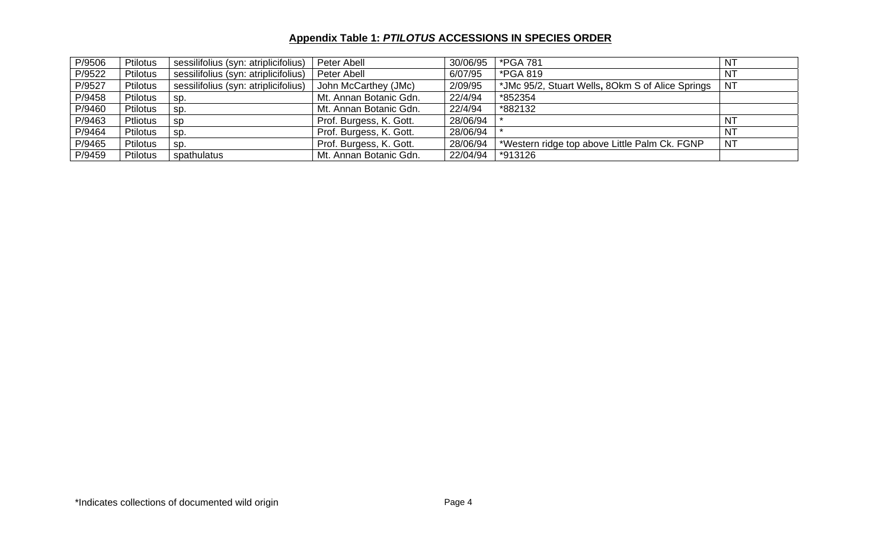## Appendix Table 1: *PTILOTUS* ACCESSIONS IN SPECIES ORDER

| | | | | | | |
|---|---|---|---|---|---|---|
| P/9506 | Ptilotus | sessilifolius (syn: atriplicifolius) | Peter Abell | 30/06/95 | *PGA 781 | NT |
| P/9522 | Ptilotus | sessilifolius (syn: atriplicifolius) | Peter Abell | 6/07/95 | *PGA 819 | NT |
| P/9527 | Ptilotus | sessilifolius (syn: atriplicifolius) | John McCarthey (JMc) | 2/09/95 | *JMc 95/2, Stuart Wells, 8Okm S of Alice Springs | NT |
| P/9458 | Ptilotus | sp. | Mt. Annan Botanic Gdn. | 22/4/94 | *852354 | |
| P/9460 | Ptilotus | sp. | Mt. Annan Botanic Gdn. | 22/4/94 | *882132 | |
| P/9463 | Ptliotus | sp | Prof. Burgess, K. Gott. | 28/06/94 | * | NT |
| P/9464 | Ptilotus | sp. | Prof. Burgess, K. Gott. | 28/06/94 | * | NT |
| P/9465 | Ptilotus | sp. | Prof. Burgess, K. Gott. | 28/06/94 | *Western ridge top above Little Palm Ck. FGNP | NT |
| P/9459 | Ptilotus | spathulatus | Mt. Annan Botanic Gdn. | 22/04/94 | *913126 | |

*Indicates collections of documented wild origin